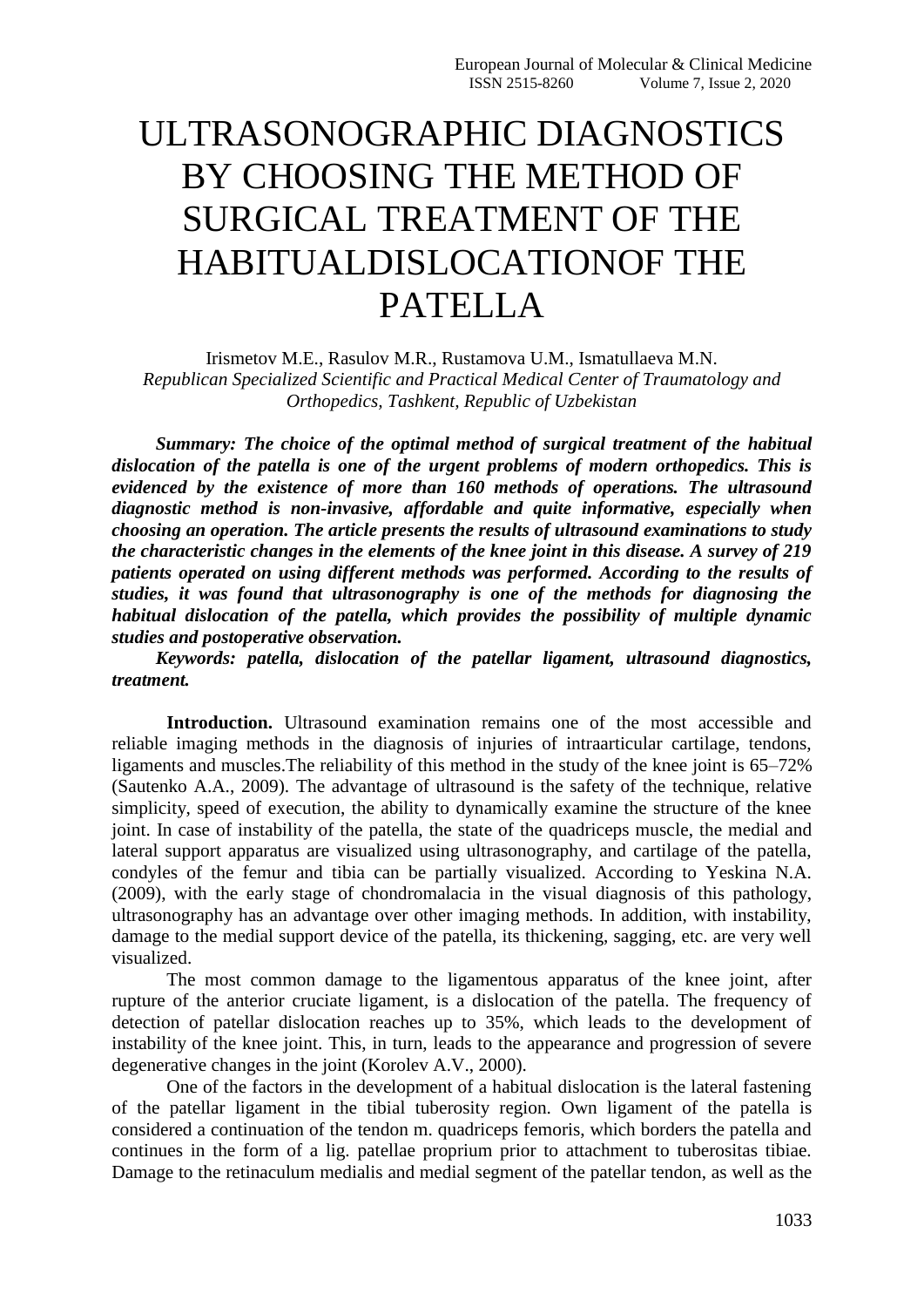# ULTRASONOGRAPHIC DIAGNOSTICS BY CHOOSING THE METHOD OF SURGICAL TREATMENT OF THE HABITUALDISLOCATIONOF THE PATELLA

Irismetov M.E., Rasulov M.R., Rustamova U.M., Ismatullaeva M.N.

*Republican Specialized Scientific and Practical Medical Center of Traumatology and Orthopedics, Tashkent, Republic of Uzbekistan*

***Summary: The choice of the optimal method of surgical treatment of the habitual dislocation of the patella is one of the urgent problems of modern orthopedics. This is evidenced by the existence of more than 160 methods of operations. The ultrasound diagnostic method is non-invasive, affordable and quite informative, especially when choosing an operation. The article presents the results of ultrasound examinations to study the characteristic changes in the elements of the knee joint in this disease. A survey of 219 patients operated on using different methods was performed. According to the results of studies, it was found that ultrasonography is one of the methods for diagnosing the habitual dislocation of the patella, which provides the possibility of multiple dynamic studies and postoperative observation.***

***Keywords: patella, dislocation of the patellar ligament, ultrasound diagnostics, treatment.***

**Introduction.** Ultrasound examination remains one of the most accessible and reliable imaging methods in the diagnosis of injuries of intraarticular cartilage, tendons, ligaments and muscles.The reliability of this method in the study of the knee joint is 65–72% (Sautenko A.A., 2009). The advantage of ultrasound is the safety of the technique, relative simplicity, speed of execution, the ability to dynamically examine the structure of the knee joint. In case of instability of the patella, the state of the quadriceps muscle, the medial and lateral support apparatus are visualized using ultrasonography, and cartilage of the patella, condyles of the femur and tibia can be partially visualized. According to Yeskina N.A. (2009), with the early stage of chondromalacia in the visual diagnosis of this pathology, ultrasonography has an advantage over other imaging methods. In addition, with instability, damage to the medial support device of the patella, its thickening, sagging, etc. are very well visualized.

The most common damage to the ligamentous apparatus of the knee joint, after rupture of the anterior cruciate ligament, is a dislocation of the patella. The frequency of detection of patellar dislocation reaches up to 35%, which leads to the development of instability of the knee joint. This, in turn, leads to the appearance and progression of severe degenerative changes in the joint (Korolev A.V., 2000).

One of the factors in the development of a habitual dislocation is the lateral fastening of the patellar ligament in the tibial tuberosity region. Own ligament of the patella is considered a continuation of the tendon m. quadriceps femoris, which borders the patella and continues in the form of a lig. patellae proprium prior to attachment to tuberositas tibiae. Damage to the retinaculum medialis and medial segment of the patellar tendon, as well as the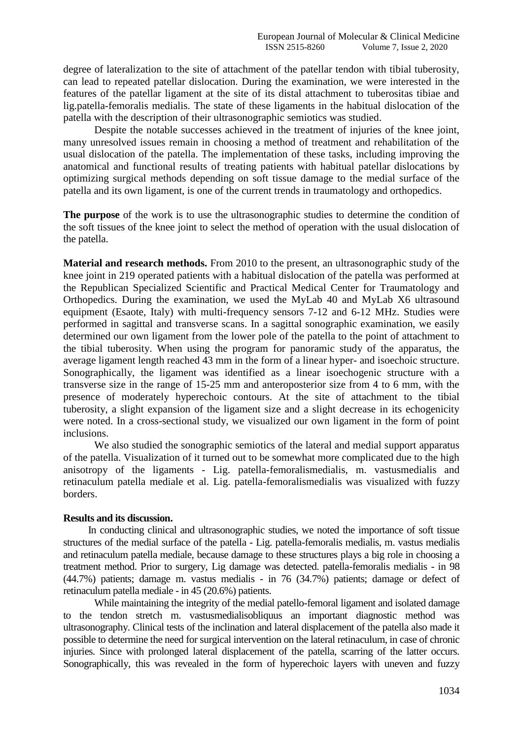degree of lateralization to the site of attachment of the patellar tendon with tibial tuberosity, can lead to repeated patellar dislocation. During the examination, we were interested in the features of the patellar ligament at the site of its distal attachment to tuberositas tibiae and lig.patella-femoralis medialis. The state of these ligaments in the habitual dislocation of the patella with the description of their ultrasonographic semiotics was studied.

Despite the notable successes achieved in the treatment of injuries of the knee joint, many unresolved issues remain in choosing a method of treatment and rehabilitation of the usual dislocation of the patella. The implementation of these tasks, including improving the anatomical and functional results of treating patients with habitual patellar dislocations by optimizing surgical methods depending on soft tissue damage to the medial surface of the patella and its own ligament, is one of the current trends in traumatology and orthopedics.

**The purpose** of the work is to use the ultrasonographic studies to determine the condition of the soft tissues of the knee joint to select the method of operation with the usual dislocation of the patella.

**Material and research methods.** From 2010 to the present, an ultrasonographic study of the knee joint in 219 operated patients with a habitual dislocation of the patella was performed at the Republican Specialized Scientific and Practical Medical Center for Traumatology and Orthopedics. During the examination, we used the MyLab 40 and MyLab X6 ultrasound equipment (Esaote, Italy) with multi-frequency sensors 7-12 and 6-12 MHz. Studies were performed in sagittal and transverse scans. In a sagittal sonographic examination, we easily determined our own ligament from the lower pole of the patella to the point of attachment to the tibial tuberosity. When using the program for panoramic study of the apparatus, the average ligament length reached 43 mm in the form of a linear hyper- and isoechoic structure. Sonographically, the ligament was identified as a linear isoechogenic structure with a transverse size in the range of 15-25 mm and anteroposterior size from 4 to 6 mm, with the presence of moderately hyperechoic contours. At the site of attachment to the tibial tuberosity, a slight expansion of the ligament size and a slight decrease in its echogenicity were noted. In a cross-sectional study, we visualized our own ligament in the form of point inclusions.

We also studied the sonographic semiotics of the lateral and medial support apparatus of the patella. Visualization of it turned out to be somewhat more complicated due to the high anisotropy of the ligaments - Lig. patella-femoralismedialis, m. vastusmedialis and retinaculum patella mediale et al. Lig. patella-femoralismedialis was visualized with fuzzy borders.

**Results and its discussion.**

In conducting clinical and ultrasonographic studies, we noted the importance of soft tissue structures of the medial surface of the patella - Lig. patella-femoralis medialis, m. vastus medialis and retinaculum patella mediale, because damage to these structures plays a big role in choosing a treatment method. Prior to surgery, Lig damage was detected. patella-femoralis medialis - in 98 (44.7%) patients; damage m. vastus medialis - in 76 (34.7%) patients; damage or defect of retinaculum patella mediale - in 45 (20.6%) patients.

While maintaining the integrity of the medial patello-femoral ligament and isolated damage to the tendon stretch m. vastusmedialisobliquus an important diagnostic method was ultrasonography. Clinical tests of the inclination and lateral displacement of the patella also made it possible to determine the need for surgical intervention on the lateral retinaculum, in case of chronic injuries. Since with prolonged lateral displacement of the patella, scarring of the latter occurs. Sonographically, this was revealed in the form of hyperechoic layers with uneven and fuzzy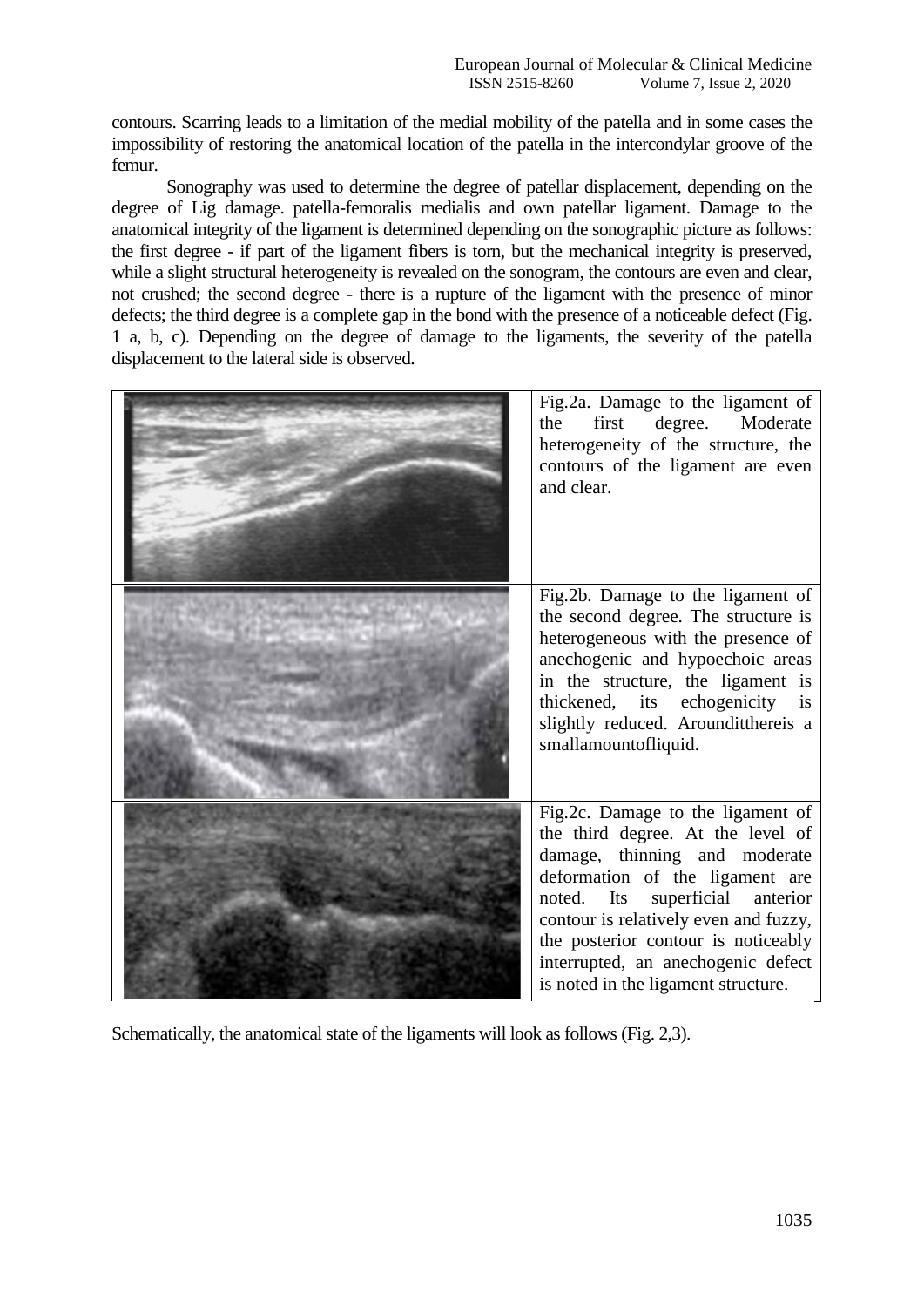contours. Scarring leads to a limitation of the medial mobility of the patella and in some cases the impossibility of restoring the anatomical location of the patella in the intercondylar groove of the femur.

Sonography was used to determine the degree of patellar displacement, depending on the degree of Lig damage. patella-femoralis medialis and own patellar ligament. Damage to the anatomical integrity of the ligament is determined depending on the sonographic picture as follows: the first degree - if part of the ligament fibers is torn, but the mechanical integrity is preserved, while a slight structural heterogeneity is revealed on the sonogram, the contours are even and clear, not crushed; the second degree - there is a rupture of the ligament with the presence of minor defects; the third degree is a complete gap in the bond with the presence of a noticeable defect (Fig. 1 a, b, c). Depending on the degree of damage to the ligaments, the severity of the patella displacement to the lateral side is observed.

Fig.2a. Damage to the ligament of the first degree. Moderate heterogeneity of the structure, the contours of the ligament are even and clear.

Fig.2b. Damage to the ligament of the second degree. The structure is heterogeneous with the presence of anechogenic and hypoechoic areas in the structure, the ligament is thickened, its echogenicity is slightly reduced. Arounditthereis a smallamountofliquid.

Fig.2c. Damage to the ligament of the third degree. At the level of damage, thinning and moderate deformation of the ligament are noted. Its superficial anterior contour is relatively even and fuzzy, the posterior contour is noticeably interrupted, an anechogenic defect is noted in the ligament structure.

Schematically, the anatomical state of the ligaments will look as follows (Fig. 2,3).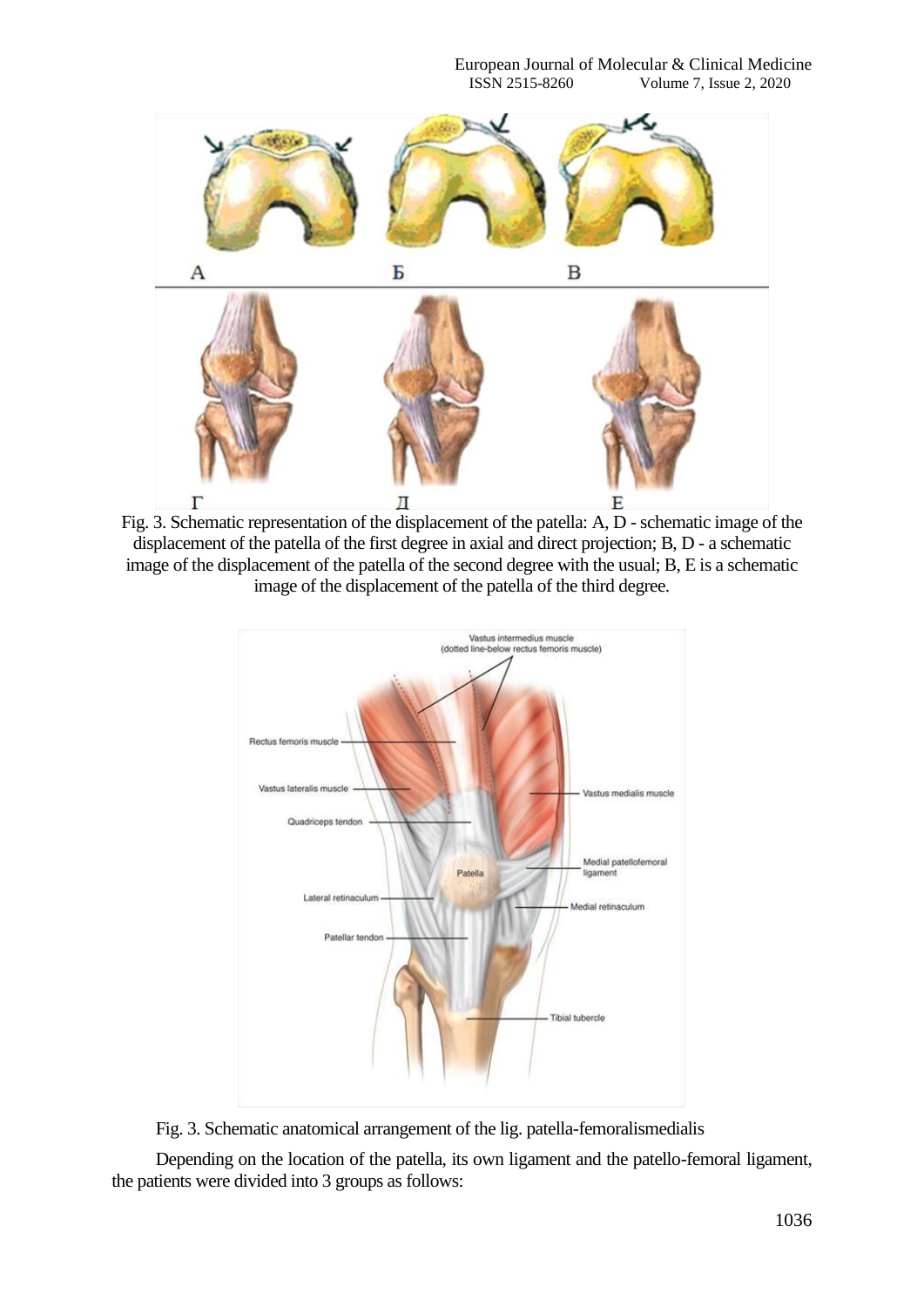Fig. 3. Schematic representation of the displacement of the patella: A, D - schematic image of the displacement of the patella of the first degree in axial and direct projection; B, D - a schematic image of the displacement of the patella of the second degree with the usual; B, E is a schematic image of the displacement of the patella of the third degree.

Fig. 3. Schematic anatomical arrangement of the lig. patella-femoralismedialis

Depending on the location of the patella, its own ligament and the patello-femoral ligament, the patients were divided into 3 groups as follows: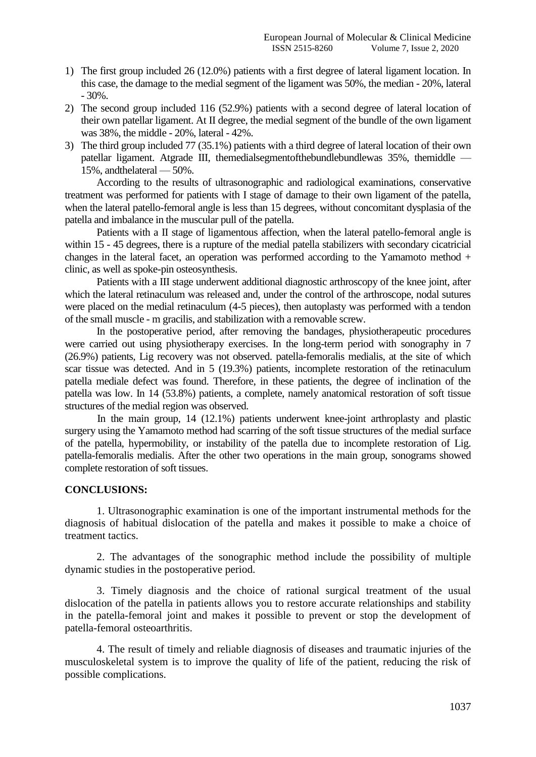1) The first group included 26 (12.0%) patients with a first degree of lateral ligament location. In this case, the damage to the medial segment of the ligament was 50%, the median - 20%, lateral - 30%.
2) The second group included 116 (52.9%) patients with a second degree of lateral location of their own patellar ligament. At II degree, the medial segment of the bundle of the own ligament was 38%, the middle - 20%, lateral - 42%.
3) The third group included 77 (35.1%) patients with a third degree of lateral location of their own patellar ligament. Atgrade III, themedialsegmentofthebundlebundlewas 35%, themiddle — 15%, andthelateral — 50%.

According to the results of ultrasonographic and radiological examinations, conservative treatment was performed for patients with I stage of damage to their own ligament of the patella, when the lateral patello-femoral angle is less than 15 degrees, without concomitant dysplasia of the patella and imbalance in the muscular pull of the patella.

Patients with a II stage of ligamentous affection, when the lateral patello-femoral angle is within 15 - 45 degrees, there is a rupture of the medial patella stabilizers with secondary cicatricial changes in the lateral facet, an operation was performed according to the Yamamoto method + clinic, as well as spoke-pin osteosynthesis.

Patients with a III stage underwent additional diagnostic arthroscopy of the knee joint, after which the lateral retinaculum was released and, under the control of the arthroscope, nodal sutures were placed on the medial retinaculum (4-5 pieces), then autoplasty was performed with a tendon of the small muscle - m gracilis, and stabilization with a removable screw.

In the postoperative period, after removing the bandages, physiotherapeutic procedures were carried out using physiotherapy exercises. In the long-term period with sonography in 7 (26.9%) patients, Lig recovery was not observed. patella-femoralis medialis, at the site of which scar tissue was detected. And in 5 (19.3%) patients, incomplete restoration of the retinaculum patella mediale defect was found. Therefore, in these patients, the degree of inclination of the patella was low. In 14 (53.8%) patients, a complete, namely anatomical restoration of soft tissue structures of the medial region was observed.

In the main group, 14 (12.1%) patients underwent knee-joint arthroplasty and plastic surgery using the Yamamoto method had scarring of the soft tissue structures of the medial surface of the patella, hypermobility, or instability of the patella due to incomplete restoration of Lig. patella-femoralis medialis. After the other two operations in the main group, sonograms showed complete restoration of soft tissues.

**CONCLUSIONS:**

1. Ultrasonographic examination is one of the important instrumental methods for the diagnosis of habitual dislocation of the patella and makes it possible to make a choice of treatment tactics.

2. The advantages of the sonographic method include the possibility of multiple dynamic studies in the postoperative period.

3. Timely diagnosis and the choice of rational surgical treatment of the usual dislocation of the patella in patients allows you to restore accurate relationships and stability in the patella-femoral joint and makes it possible to prevent or stop the development of patella-femoral osteoarthritis.

4. The result of timely and reliable diagnosis of diseases and traumatic injuries of the musculoskeletal system is to improve the quality of life of the patient, reducing the risk of possible complications.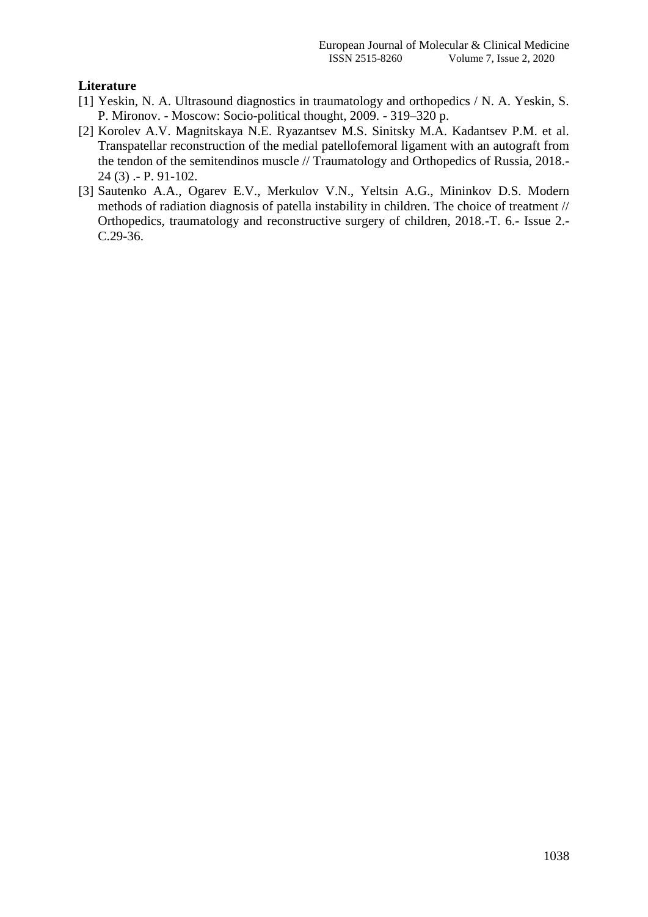**Literature**

[1] Yeskin, N. A. Ultrasound diagnostics in traumatology and orthopedics / N. A. Yeskin, S. P. Mironov. - Moscow: Socio-political thought, 2009. - 319–320 p.

[2] Korolev A.V. Magnitskaya N.E. Ryazantsev M.S. Sinitsky M.A. Kadantsev P.M. et al. Transpatellar reconstruction of the medial patellofemoral ligament with an autograft from the tendon of the semitendinos muscle // Traumatology and Orthopedics of Russia, 2018.- 24 (3) .- P. 91-102.

[3] Sautenko A.A., Ogarev E.V., Merkulov V.N., Yeltsin A.G., Mininkov D.S. Modern methods of radiation diagnosis of patella instability in children. The choice of treatment // Orthopedics, traumatology and reconstructive surgery of children, 2018.-T. 6.- Issue 2.- C.29-36.